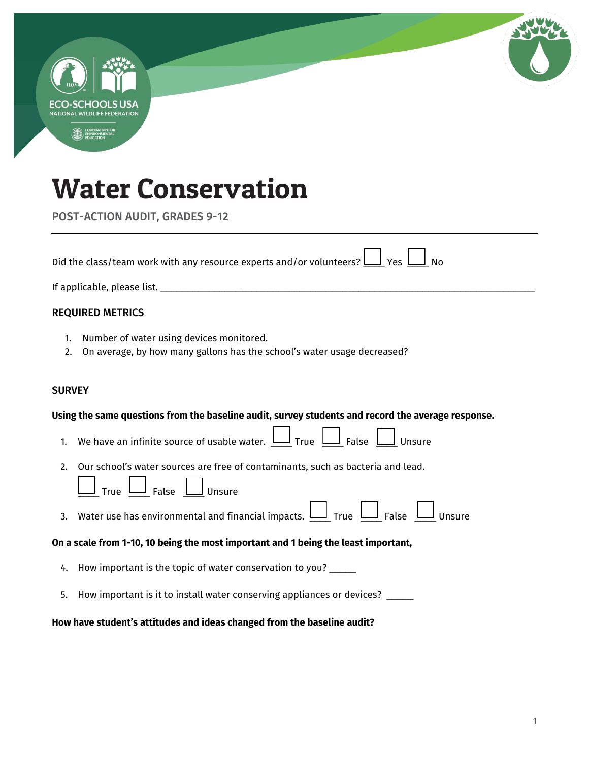# Water Conservation

POST-ACTION AUDIT, GRADES 9-12

---

Did the class/team work with any resource experts and/or volunteers? ☐ Yes ☐ No

If applicable, please list. ______________________________________________________________________________

## REQUIRED METRICS

1. Number of water using devices monitored.
2. On average, by how many gallons has the school's water usage decreased?

## SURVEY

**Using the same questions from the baseline audit, survey students and record the average response.**

1. We have an infinite source of usable water. ☐ True ☐ False ☐ Unsure
2. Our school's water sources are free of contaminants, such as bacteria and lead.
   ☐ True ☐ False ☐ Unsure
3. Water use has environmental and financial impacts. ☐ True ☐ False ☐ Unsure

**On a scale from 1-10, 10 being the most important and 1 being the least important,**

4. How important is the topic of water conservation to you? _____
5. How important is it to install water conserving appliances or devices? _____

**How have student's attitudes and ideas changed from the baseline audit?**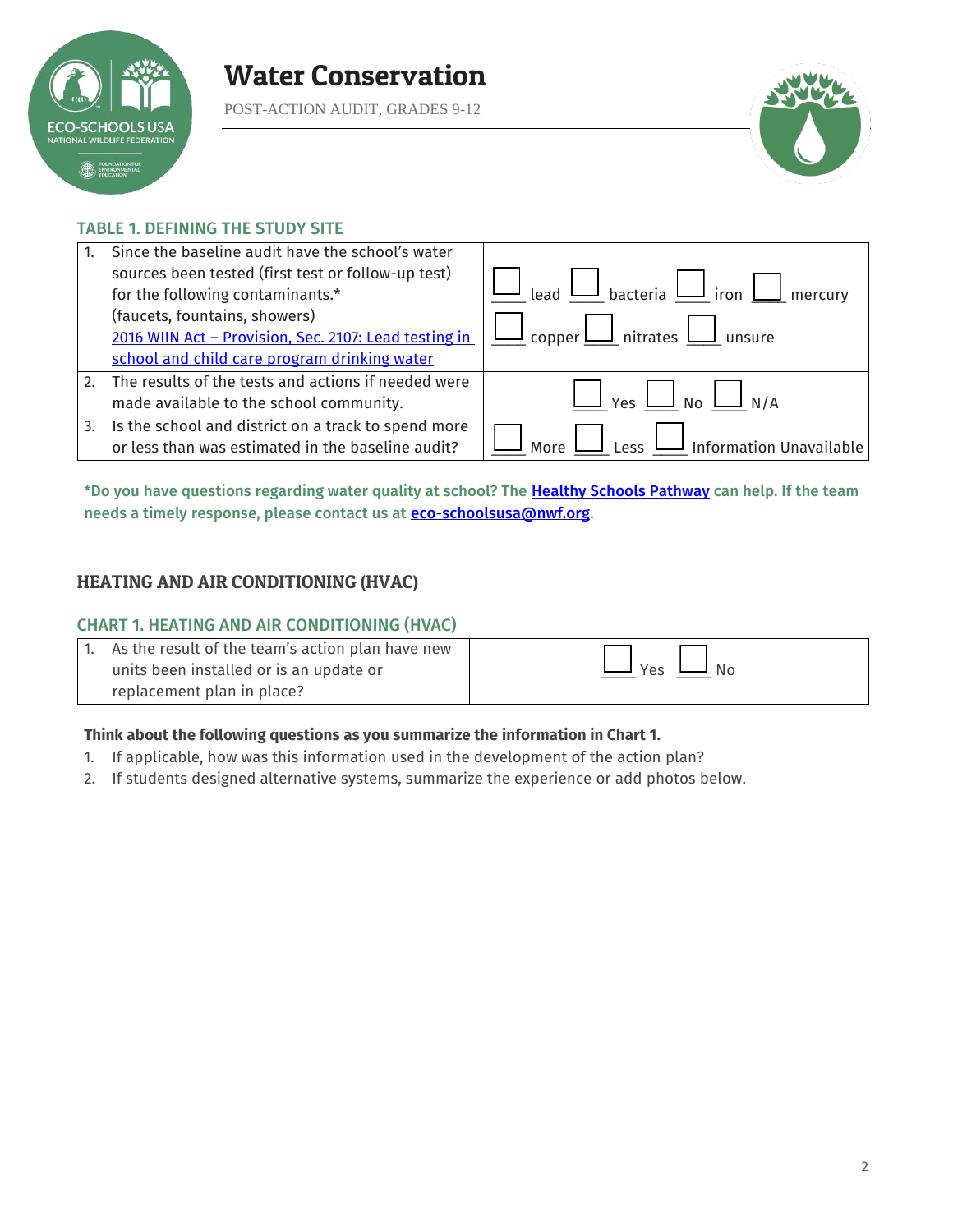# Water Conservation

POST-ACTION AUDIT, GRADES 9-12

### TABLE 1. DEFINING THE STUDY SITE

| | |
|---|---|
| 1. Since the baseline audit have the school's water sources been tested (first test or follow-up test) for the following contaminants.* (faucets, fountains, showers) [2016 WIIN Act – Provision, Sec. 2107: Lead testing in school and child care program drinking water] | ☐ lead ☐ bacteria ☐ iron ☐ mercury ☐ copper ☐ nitrates ☐ unsure |
| 2. The results of the tests and actions if needed were made available to the school community. | ☐ Yes ☐ No ☐ N/A |
| 3. Is the school and district on a track to spend more or less than was estimated in the baseline audit? | ☐ More ☐ Less ☐ Information Unavailable |

**\*Do you have questions regarding water quality at school? The Healthy Schools Pathway can help. If the team needs a timely response, please contact us at eco-schoolsusa@nwf.org.**

## HEATING AND AIR CONDITIONING (HVAC)

### CHART 1. HEATING AND AIR CONDITIONING (HVAC)

| | |
|---|---|
| 1. As the result of the team's action plan have new units been installed or is an update or replacement plan in place? | ☐ Yes ☐ No |

**Think about the following questions as you summarize the information in Chart 1.**

1. If applicable, how was this information used in the development of the action plan?
2. If students designed alternative systems, summarize the experience or add photos below.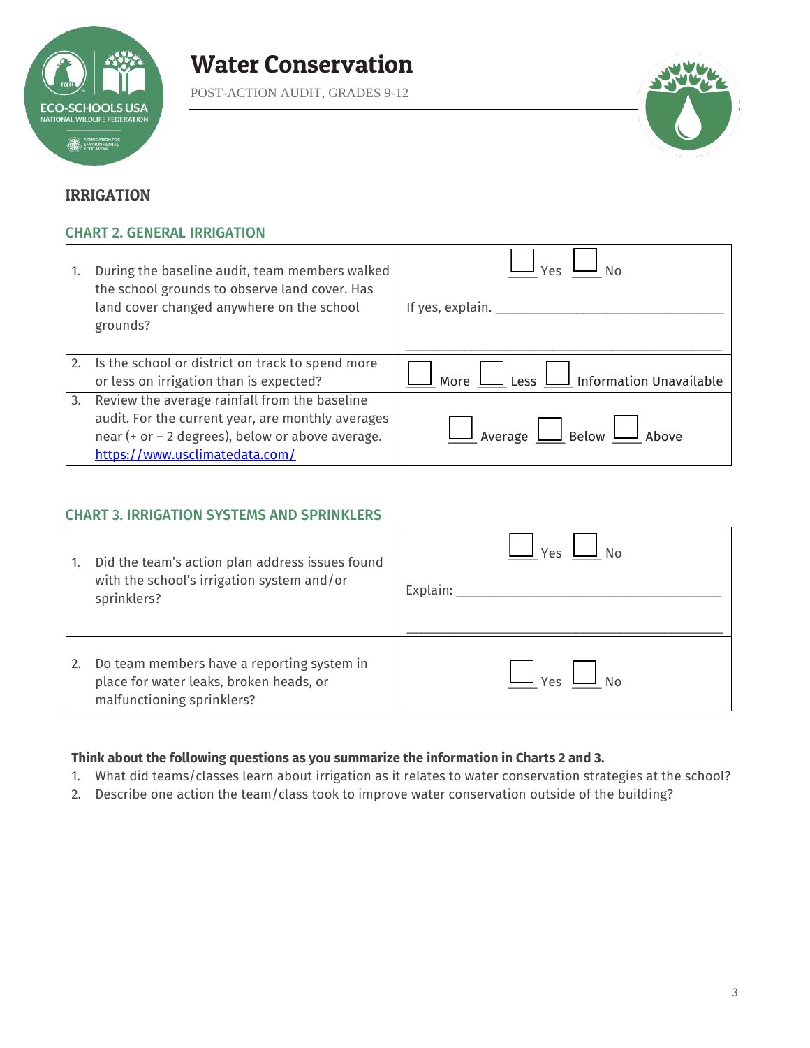# Water Conservation

POST-ACTION AUDIT, GRADES 9-12

## IRRIGATION

### CHART 2. GENERAL IRRIGATION

| | |
|---|---|
| 1. During the baseline audit, team members walked the school grounds to observe land cover. Has land cover changed anywhere on the school grounds? | ☐ Yes ☐ No<br><br>If yes, explain. ______________________________<br>______________________________ |
| 2. Is the school or district on track to spend more or less on irrigation than is expected? | ☐ More ☐ Less ☐ Information Unavailable |
| 3. Review the average rainfall from the baseline audit. For the current year, are monthly averages near (+ or – 2 degrees), below or above average. https://www.usclimatedata.com/ | ☐ Average ☐ Below ☐ Above |

### CHART 3. IRRIGATION SYSTEMS AND SPRINKLERS

| | |
|---|---|
| 1. Did the team's action plan address issues found with the school's irrigation system and/or sprinklers? | ☐ Yes ☐ No<br><br>Explain: ______________________________<br>______________________________ |
| 2. Do team members have a reporting system in place for water leaks, broken heads, or malfunctioning sprinklers? | ☐ Yes ☐ No |

**Think about the following questions as you summarize the information in Charts 2 and 3.**

1. What did teams/classes learn about irrigation as it relates to water conservation strategies at the school?
2. Describe one action the team/class took to improve water conservation outside of the building?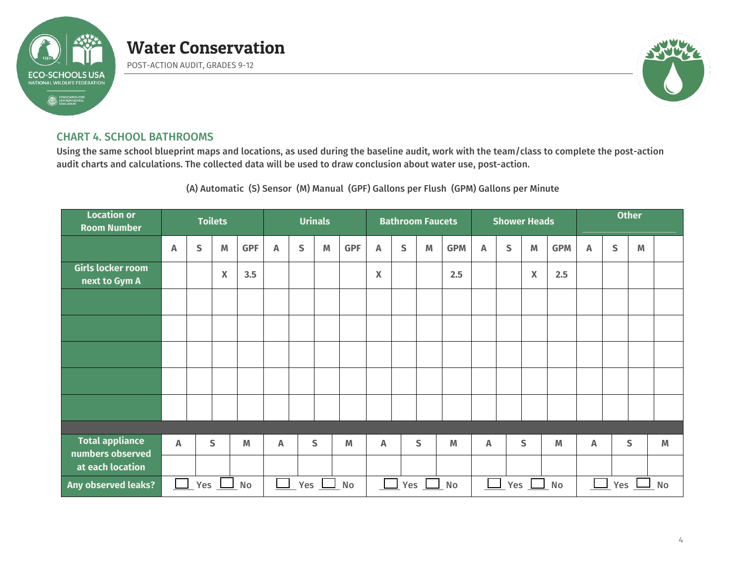# Water Conservation

POST-ACTION AUDIT, GRADES 9-12

## CHART 4. SCHOOL BATHROOMS

**Using the same school blueprint maps and locations, as used during the baseline audit, work with the team/class to complete the post-action audit charts and calculations. The collected data will be used to draw conclusion about water use, post-action.**

(A) Automatic (S) Sensor (M) Manual (GPF) Gallons per Flush (GPM) Gallons per Minute

| Location or Room Number | Toilets | | | | Urinals | | | | Bathroom Faucets | | | | Shower Heads | | | | Other ________ | | | |
|---|---|---|---|---|---|---|---|---|---|---|---|---|---|---|---|---|---|---|---|---|
| | A | S | M | GPF | A | S | M | GPF | A | S | M | GPM | A | S | M | GPM | A | S | M | |
| Girls locker room next to Gym A | | | X | 3.5 | | | | | X | | | 2.5 | | | X | 2.5 | | | | |
| | | | | | | | | | | | | | | | | | | | | |
| | | | | | | | | | | | | | | | | | | | | |
| | | | | | | | | | | | | | | | | | | | | |
| | | | | | | | | | | | | | | | | | | | | |
| | | | | | | | | | | | | | | | | | | | | |

| Total appliance numbers observed at each location | Toilets A | Toilets S | Toilets M | Urinals A | Urinals S | Urinals M | Faucets A | Faucets S | Faucets M | Shower Heads A | Shower Heads S | Shower Heads M | Other A | Other S | Other M |
|---|---|---|---|---|---|---|---|---|---|---|---|---|---|---|---|
| | | | | | | | | | | | | | | | |

| Any observed leaks? | Toilets | Urinals | Bathroom Faucets | Shower Heads | Other |
|---|---|---|---|---|---|
| | ☐ Yes ☐ No | ☐ Yes ☐ No | ☐ Yes ☐ No | ☐ Yes ☐ No | ☐ Yes ☐ No |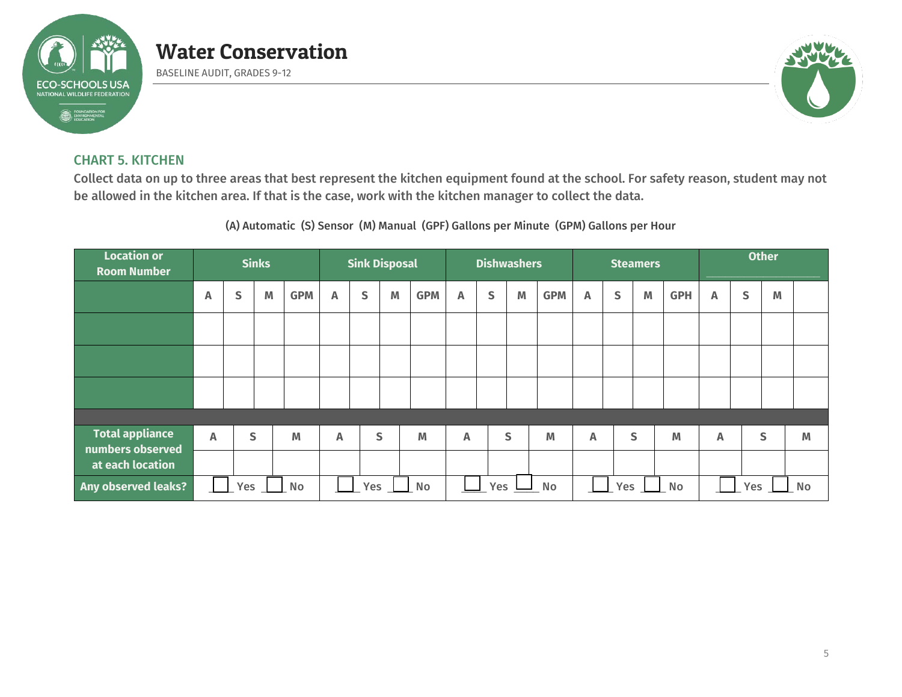# Water Conservation

BASELINE AUDIT, GRADES 9-12

## CHART 5. KITCHEN

**Collect data on up to three areas that best represent the kitchen equipment found at the school. For safety reason, student may not be allowed in the kitchen area. If that is the case, work with the kitchen manager to collect the data.**

(A) Automatic (S) Sensor (M) Manual (GPF) Gallons per Minute (GPM) Gallons per Hour

| Location or Room Number | Sinks | | | | Sink Disposal | | | | Dishwashers | | | | Steamers | | | | Other | | | |
|---|---|---|---|---|---|---|---|---|---|---|---|---|---|---|---|---|---|---|---|---|
| | A | S | M | GPM | A | S | M | GPM | A | S | M | GPM | A | S | M | GPH | A | S | M | |
| | | | | | | | | | | | | | | | | | | | | |
| | | | | | | | | | | | | | | | | | | | | |
| | | | | | | | | | | | | | | | | | | | | |

| Total appliance numbers observed at each location | Sinks | | | Sink Disposal | | | Dishwashers | | | Steamers | | | Other | | |
|---|---|---|---|---|---|---|---|---|---|---|---|---|---|---|---|
| | A | S | M | A | S | M | A | S | M | A | S | M | A | S | M |
| | | | | | | | | | | | | | | | |
| **Any observed leaks?** | ☐ Yes ☐ No | | | ☐ Yes ☐ No | | | ☐ Yes ☐ No | | | ☐ Yes ☐ No | | | ☐ Yes ☐ No | | |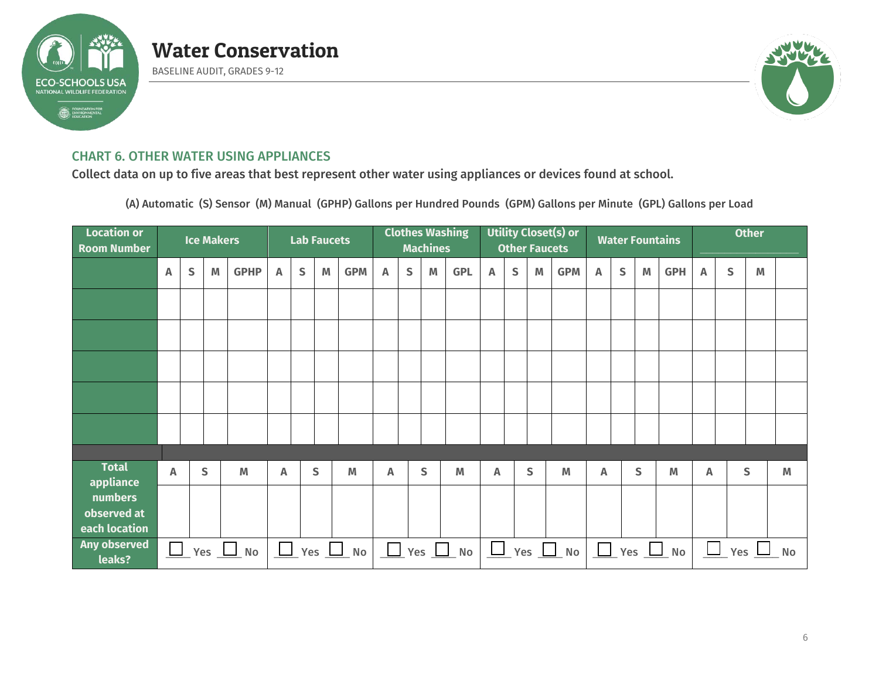# Water Conservation

BASELINE AUDIT, GRADES 9-12

## CHART 6. OTHER WATER USING APPLIANCES

Collect data on up to five areas that best represent other water using appliances or devices found at school.

(A) Automatic (S) Sensor (M) Manual (GPHP) Gallons per Hundred Pounds (GPM) Gallons per Minute (GPL) Gallons per Load

| Location or Room Number | Ice Makers | | | | Lab Faucets | | | | Clothes Washing Machines | | | | Utility Closet(s) or Other Faucets | | | | Water Fountains | | | | Other | | | |
|---|---|---|---|---|---|---|---|---|---|---|---|---|---|---|---|---|---|---|---|---|---|---|---|---|
| | A | S | M | GPHP | A | S | M | GPM | A | S | M | GPL | A | S | M | GPM | A | S | M | GPH | A | S | M | |
| | | | | | | | | | | | | | | | | | | | | | | | | |
| | | | | | | | | | | | | | | | | | | | | | | | | |
| | | | | | | | | | | | | | | | | | | | | | | | | |
| | | | | | | | | | | | | | | | | | | | | | | | | |
| | | | | | | | | | | | | | | | | | | | | | | | | |

| | Ice Makers | | | Lab Faucets | | | Clothes Washing Machines | | | Utility Closet(s) or Other Faucets | | | Water Fountains | | | Other | | |
|---|---|---|---|---|---|---|---|---|---|---|---|---|---|---|---|---|---|---|
| Total appliance numbers observed at each location | A | S | M | A | S | M | A | S | M | A | S | M | A | S | M | A | S | M |
| | | | | | | | | | | | | | | | | | | |
| Any observed leaks? | ☐ Yes ☐ No | | | ☐ Yes ☐ No | | | ☐ Yes ☐ No | | | ☐ Yes ☐ No | | | ☐ Yes ☐ No | | | ☐ Yes ☐ No | | |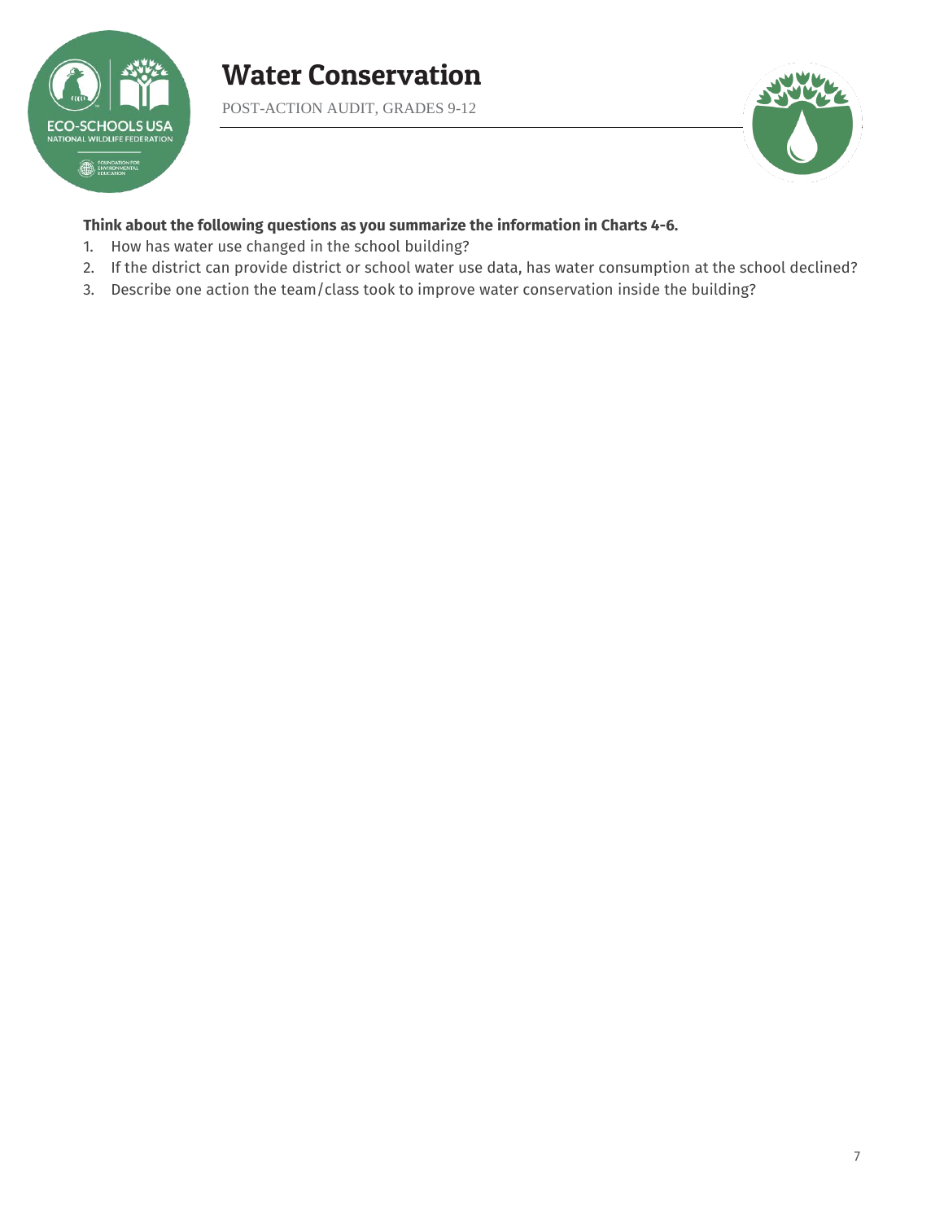# Water Conservation

POST-ACTION AUDIT, GRADES 9-12

**Think about the following questions as you summarize the information in Charts 4-6.**

1. How has water use changed in the school building?
2. If the district can provide district or school water use data, has water consumption at the school declined?
3. Describe one action the team/class took to improve water conservation inside the building?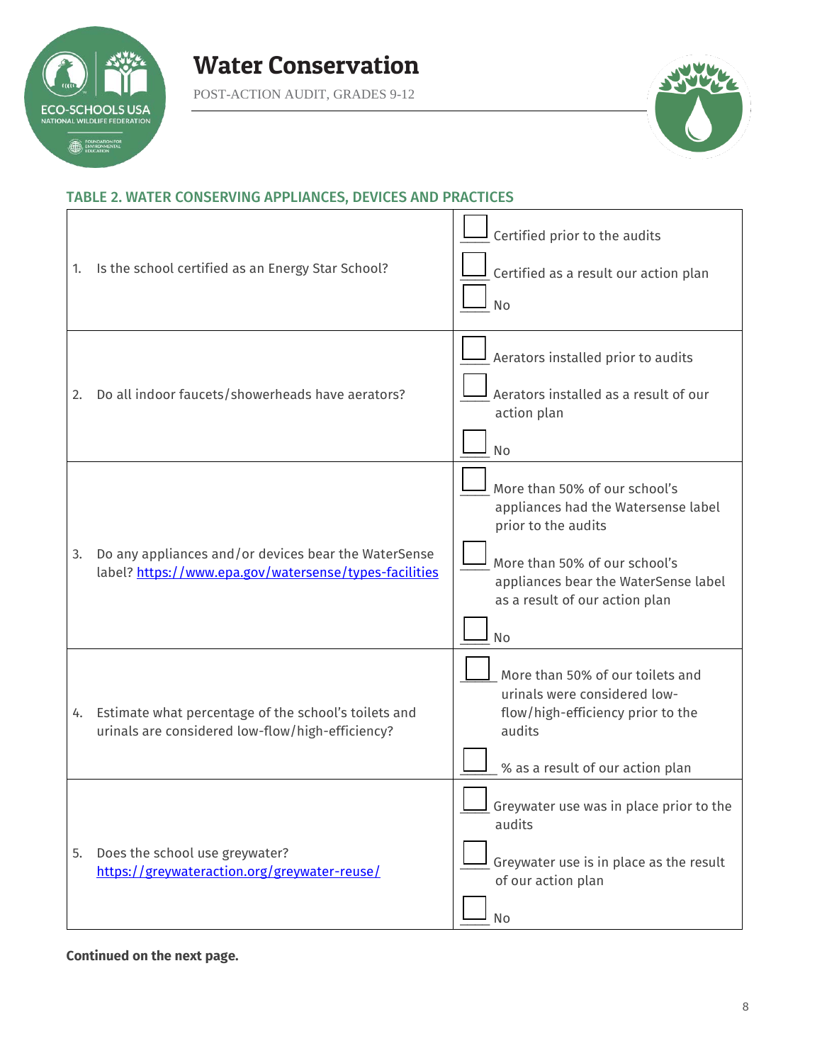# Water Conservation

POST-ACTION AUDIT, GRADES 9-12

## TABLE 2. WATER CONSERVING APPLIANCES, DEVICES AND PRACTICES

| Question | Response |
|---|---|
| 1. Is the school certified as an Energy Star School? | ☐ Certified prior to the audits<br>☐ Certified as a result our action plan<br>☐ No |
| 2. Do all indoor faucets/showerheads have aerators? | ☐ Aerators installed prior to audits<br>☐ Aerators installed as a result of our action plan<br>☐ No |
| 3. Do any appliances and/or devices bear the WaterSense label? https://www.epa.gov/watersense/types-facilities | ☐ More than 50% of our school's appliances had the Watersense label prior to the audits<br>☐ More than 50% of our school's appliances bear the WaterSense label as a result of our action plan<br>☐ No |
| 4. Estimate what percentage of the school's toilets and urinals are considered low-flow/high-efficiency? | ☐ More than 50% of our toilets and urinals were considered low-flow/high-efficiency prior to the audits<br>☐ % as a result of our action plan |
| 5. Does the school use greywater? https://greywateraction.org/greywater-reuse/ | ☐ Greywater use was in place prior to the audits<br>☐ Greywater use is in place as the result of our action plan<br>☐ No |

**Continued on the next page.**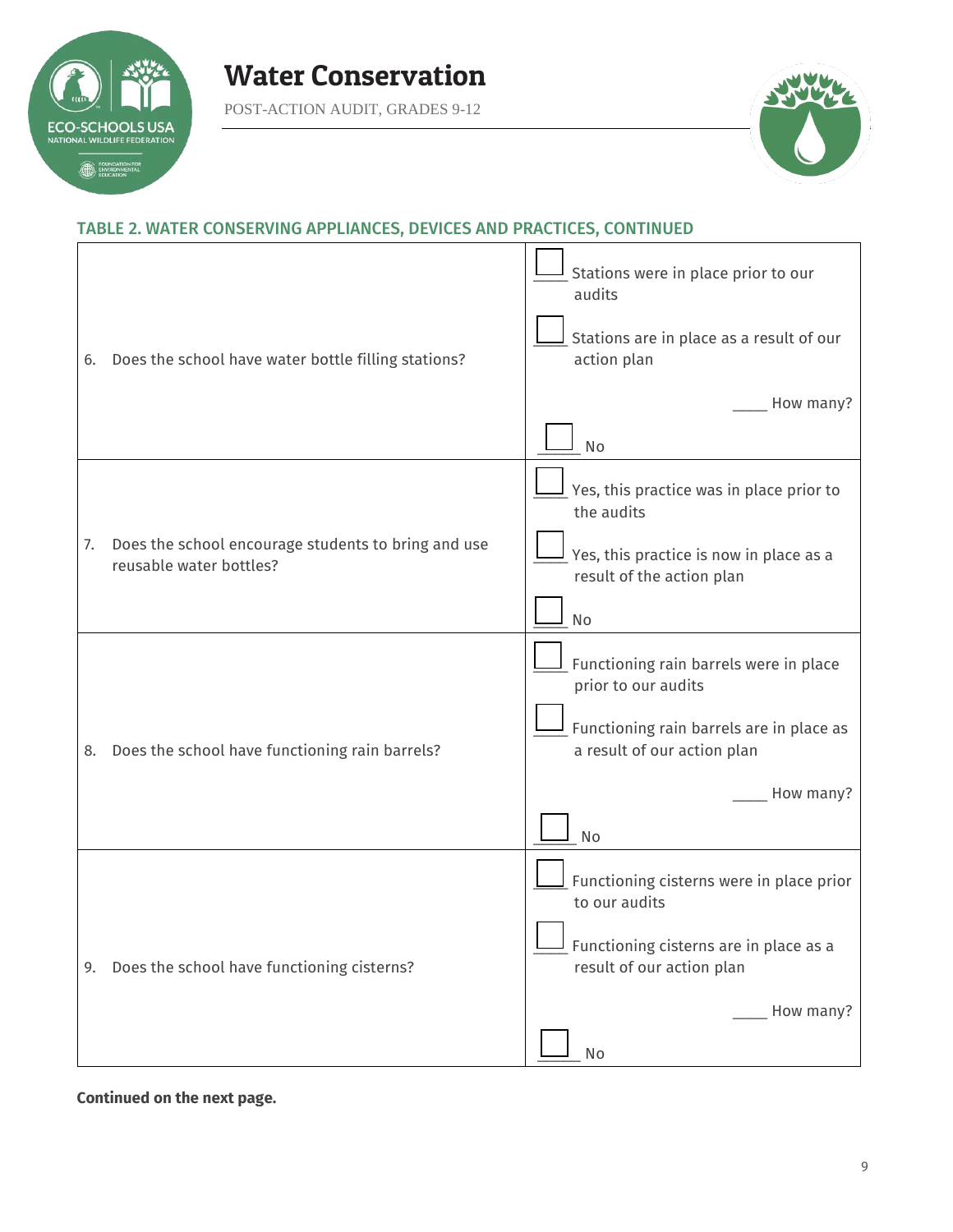# Water Conservation

POST-ACTION AUDIT, GRADES 9-12

## TABLE 2. WATER CONSERVING APPLIANCES, DEVICES AND PRACTICES, CONTINUED

| Question | Response |
|---|---|
| 6. Does the school have water bottle filling stations? | ☐ Stations were in place prior to our audits<br><br>☐ Stations are in place as a result of our action plan<br><br>____ How many?<br><br>☐ No |
| 7. Does the school encourage students to bring and use reusable water bottles? | ☐ Yes, this practice was in place prior to the audits<br><br>☐ Yes, this practice is now in place as a result of the action plan<br><br>☐ No |
| 8. Does the school have functioning rain barrels? | ☐ Functioning rain barrels were in place prior to our audits<br><br>☐ Functioning rain barrels are in place as a result of our action plan<br><br>____ How many?<br><br>☐ No |
| 9. Does the school have functioning cisterns? | ☐ Functioning cisterns were in place prior to our audits<br><br>☐ Functioning cisterns are in place as a result of our action plan<br><br>____ How many?<br><br>☐ No |

**Continued on the next page.**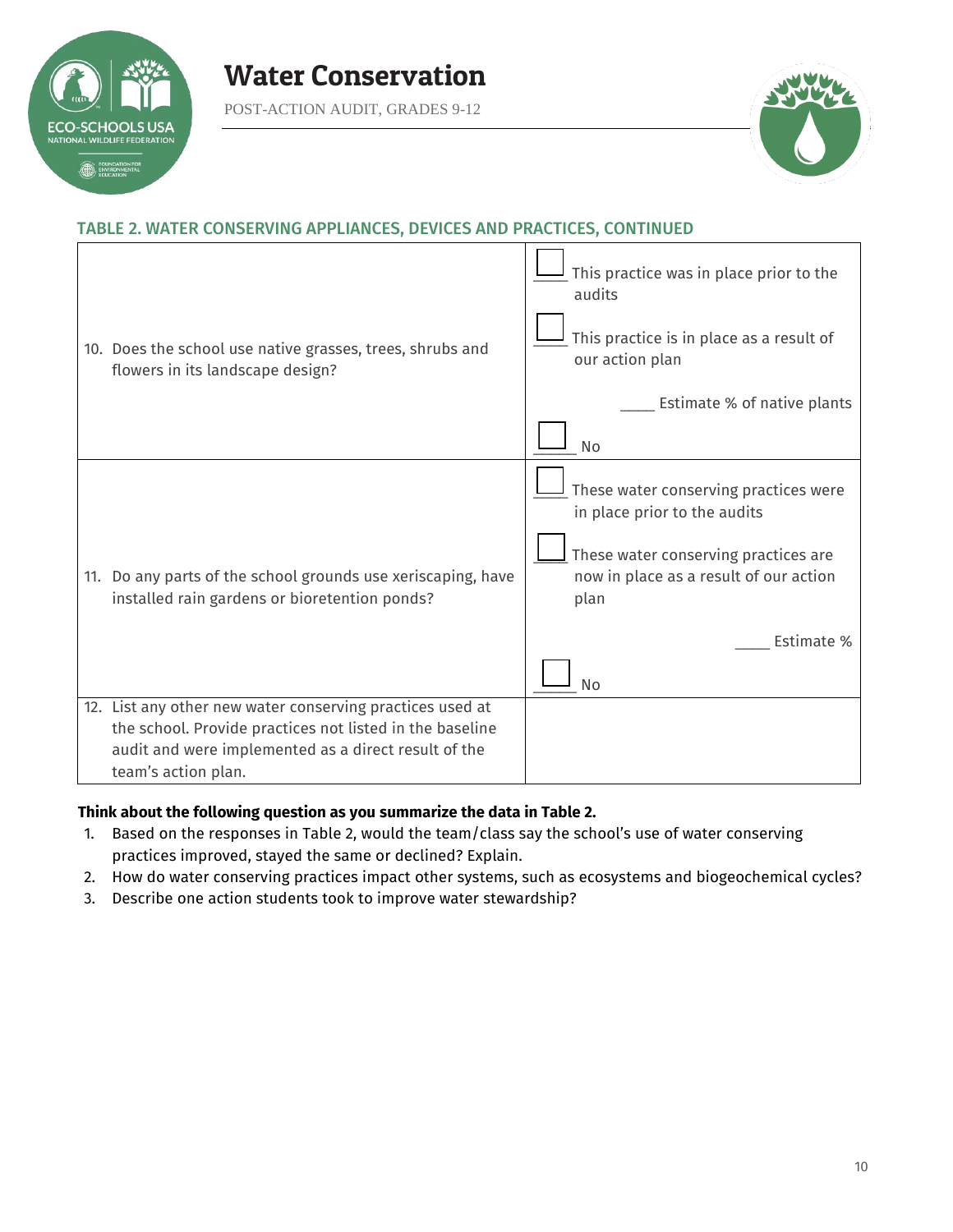# Water Conservation

POST-ACTION AUDIT, GRADES 9-12

### TABLE 2. WATER CONSERVING APPLIANCES, DEVICES AND PRACTICES, CONTINUED

| | |
|---|---|
| 10. Does the school use native grasses, trees, shrubs and flowers in its landscape design? | ☐ This practice was in place prior to the audits<br><br>☐ This practice is in place as a result of our action plan<br><br>____ Estimate % of native plants<br><br>☐ No |
| 11. Do any parts of the school grounds use xeriscaping, have installed rain gardens or bioretention ponds? | ☐ These water conserving practices were in place prior to the audits<br><br>☐ These water conserving practices are now in place as a result of our action plan<br><br>____ Estimate %<br><br>☐ No |
| 12. List any other new water conserving practices used at the school. Provide practices not listed in the baseline audit and were implemented as a direct result of the team's action plan. | |

**Think about the following question as you summarize the data in Table 2.**

1. Based on the responses in Table 2, would the team/class say the school's use of water conserving practices improved, stayed the same or declined? Explain.
2. How do water conserving practices impact other systems, such as ecosystems and biogeochemical cycles?
3. Describe one action students took to improve water stewardship?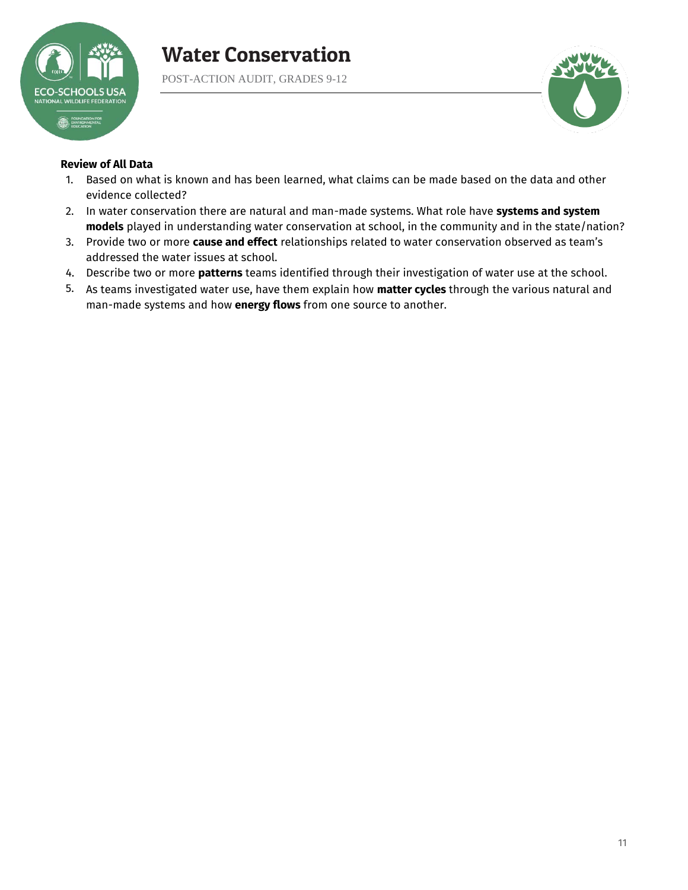# Water Conservation

POST-ACTION AUDIT, GRADES 9-12

**Review of All Data**

1. Based on what is known and has been learned, what claims can be made based on the data and other evidence collected?
2. In water conservation there are natural and man-made systems. What role have **systems and system models** played in understanding water conservation at school, in the community and in the state/nation?
3. Provide two or more **cause and effect** relationships related to water conservation observed as team's addressed the water issues at school.
4. Describe two or more **patterns** teams identified through their investigation of water use at the school.
5. As teams investigated water use, have them explain how **matter cycles** through the various natural and man-made systems and how **energy flows** from one source to another.